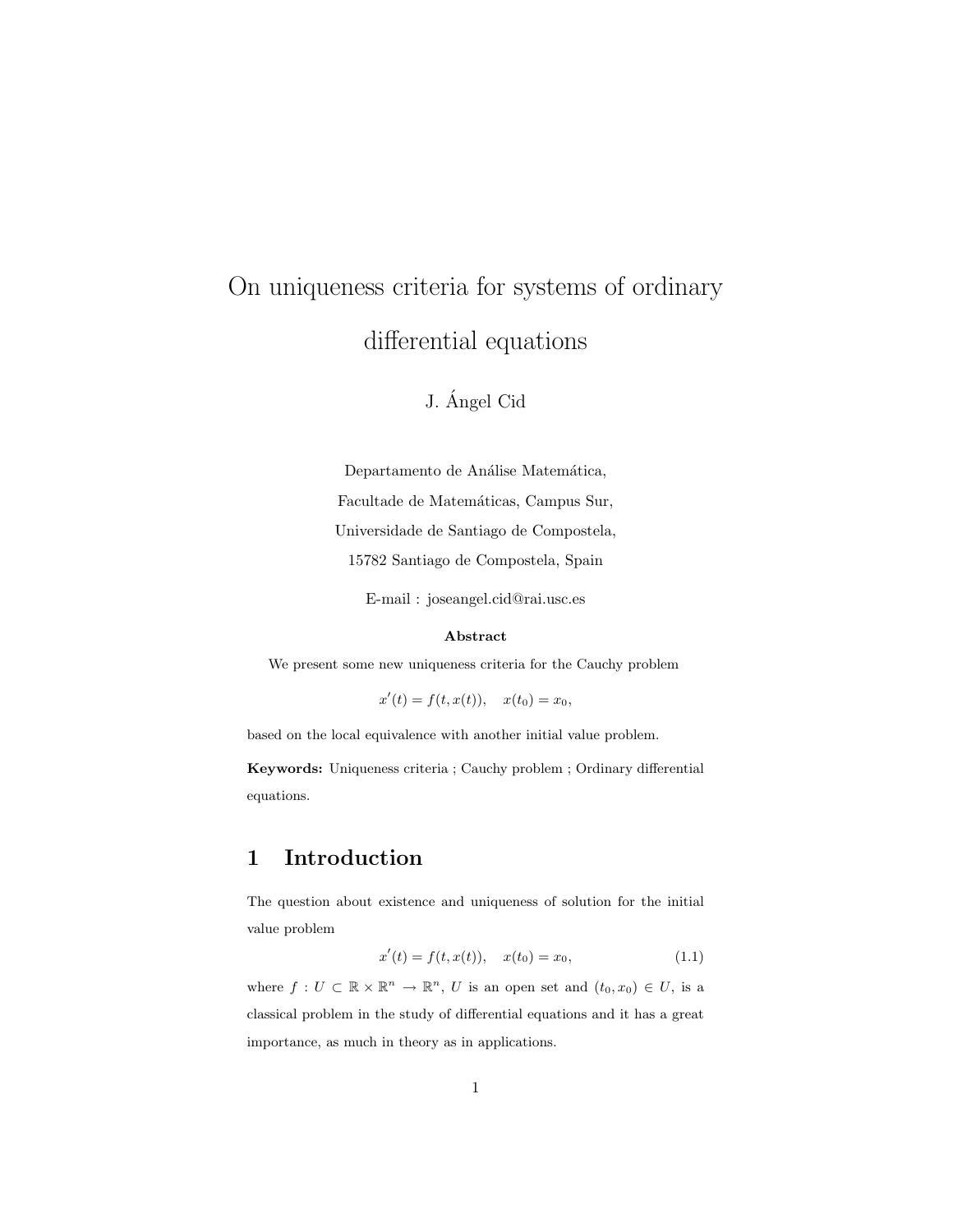# On uniqueness criteria for systems of ordinary differential equations

J. Ángel Cid

Departamento de Análise Matemática,
Facultade de Matemáticas, Campus Sur,
Universidade de Santiago de Compostela,
15782 Santiago de Compostela, Spain

E-mail : joseangel.cid@rai.usc.es

**Abstract**

We present some new uniqueness criteria for the Cauchy problem

$$x'(t) = f(t, x(t)), \quad x(t_0) = x_0,$$

based on the local equivalence with another initial value problem.

**Keywords:** Uniqueness criteria ; Cauchy problem ; Ordinary differential equations.

## 1 Introduction

The question about existence and uniqueness of solution for the initial value problem

$$x'(t) = f(t, x(t)), \quad x(t_0) = x_0, \tag{1.1}$$

where $f : U \subset \mathbb{R} \times \mathbb{R}^n \to \mathbb{R}^n$, $U$ is an open set and $(t_0, x_0) \in U$, is a classical problem in the study of differential equations and it has a great importance, as much in theory as in applications.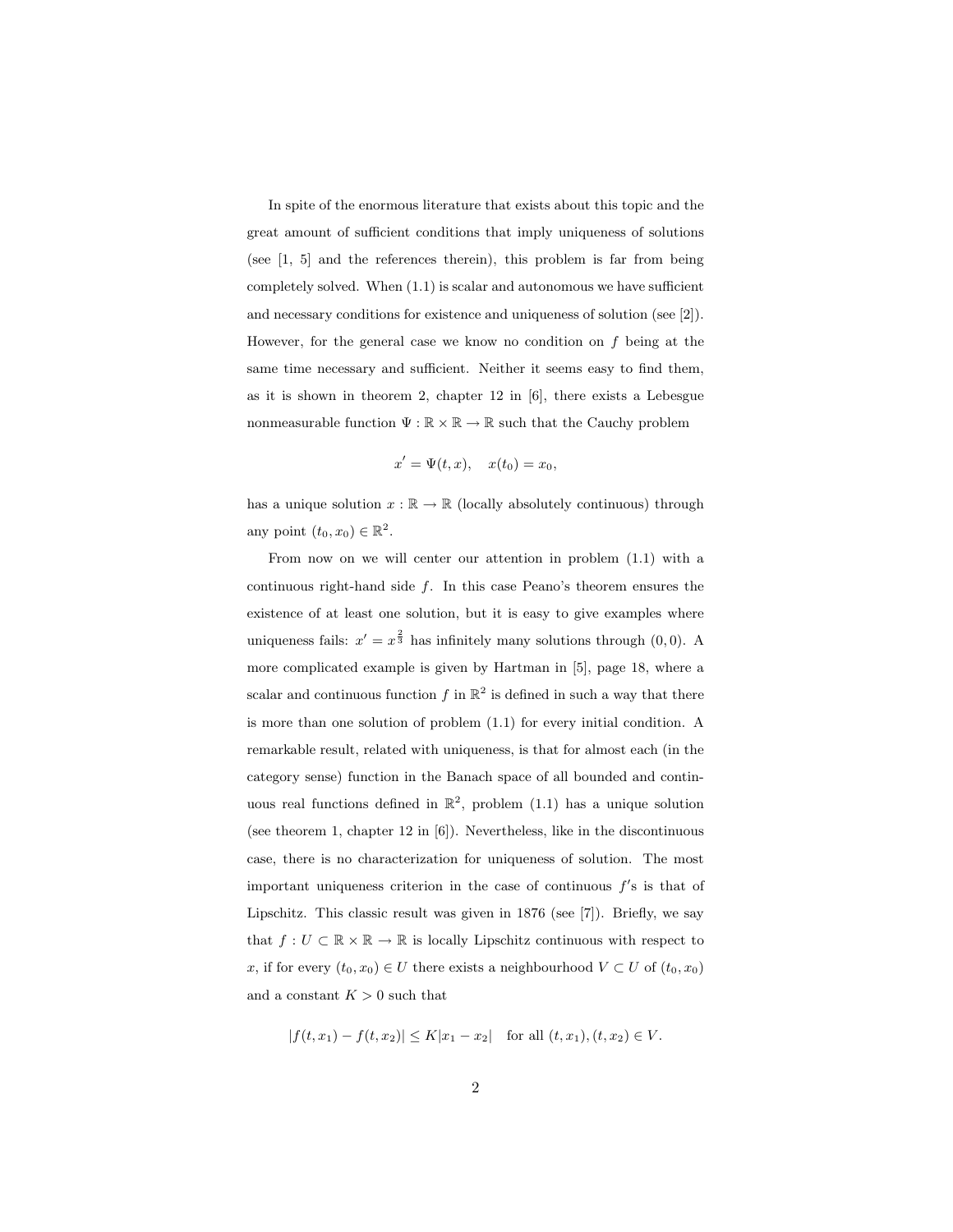In spite of the enormous literature that exists about this topic and the great amount of sufficient conditions that imply uniqueness of solutions (see [1, 5] and the references therein), this problem is far from being completely solved. When (1.1) is scalar and autonomous we have sufficient and necessary conditions for existence and uniqueness of solution (see [2]). However, for the general case we know no condition on $f$ being at the same time necessary and sufficient. Neither it seems easy to find them, as it is shown in theorem 2, chapter 12 in [6], there exists a Lebesgue nonmeasurable function $\Psi : \mathbb{R} \times \mathbb{R} \to \mathbb{R}$ such that the Cauchy problem

$$x' = \Psi(t, x), \quad x(t_0) = x_0,$$

has a unique solution $x : \mathbb{R} \to \mathbb{R}$ (locally absolutely continuous) through any point $(t_0, x_0) \in \mathbb{R}^2$.

From now on we will center our attention in problem (1.1) with a continuous right-hand side $f$. In this case Peano's theorem ensures the existence of at least one solution, but it is easy to give examples where uniqueness fails: $x' = x^{\frac{2}{3}}$ has infinitely many solutions through $(0, 0)$. A more complicated example is given by Hartman in [5], page 18, where a scalar and continuous function $f$ in $\mathbb{R}^2$ is defined in such a way that there is more than one solution of problem (1.1) for every initial condition. A remarkable result, related with uniqueness, is that for almost each (in the category sense) function in the Banach space of all bounded and continuous real functions defined in $\mathbb{R}^2$, problem (1.1) has a unique solution (see theorem 1, chapter 12 in [6]). Nevertheless, like in the discontinuous case, there is no characterization for uniqueness of solution. The most important uniqueness criterion in the case of continuous $f$'s is that of Lipschitz. This classic result was given in 1876 (see [7]). Briefly, we say that $f : U \subset \mathbb{R} \times \mathbb{R} \to \mathbb{R}$ is locally Lipschitz continuous with respect to $x$, if for every $(t_0, x_0) \in U$ there exists a neighbourhood $V \subset U$ of $(t_0, x_0)$ and a constant $K > 0$ such that

$$|f(t, x_1) - f(t, x_2)| \leq K|x_1 - x_2| \quad \text{for all } (t, x_1), (t, x_2) \in V.$$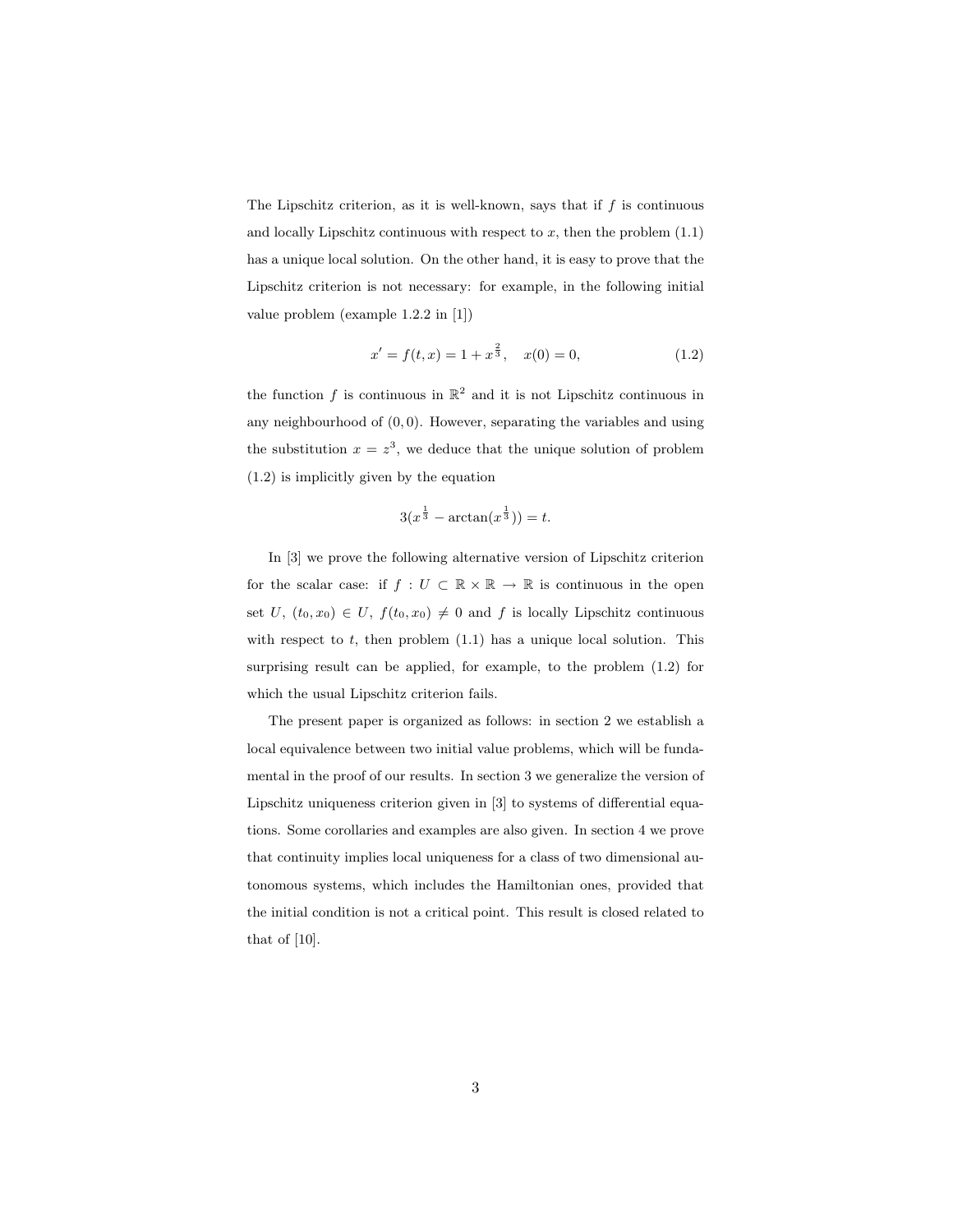The Lipschitz criterion, as it is well-known, says that if $f$ is continuous and locally Lipschitz continuous with respect to $x$, then the problem (1.1) has a unique local solution. On the other hand, it is easy to prove that the Lipschitz criterion is not necessary: for example, in the following initial value problem (example 1.2.2 in [1])

$$x' = f(t,x) = 1 + x^{\frac{2}{3}}, \quad x(0) = 0, \tag{1.2}$$

the function $f$ is continuous in $\mathbb{R}^2$ and it is not Lipschitz continuous in any neighbourhood of $(0,0)$. However, separating the variables and using the substitution $x = z^3$, we deduce that the unique solution of problem (1.2) is implicitly given by the equation

$$3(x^{\frac{1}{3}} - \arctan(x^{\frac{1}{3}})) = t.$$

In [3] we prove the following alternative version of Lipschitz criterion for the scalar case: if $f : U \subset \mathbb{R} \times \mathbb{R} \to \mathbb{R}$ is continuous in the open set $U$, $(t_0, x_0) \in U$, $f(t_0, x_0) \neq 0$ and $f$ is locally Lipschitz continuous with respect to $t$, then problem (1.1) has a unique local solution. This surprising result can be applied, for example, to the problem (1.2) for which the usual Lipschitz criterion fails.

The present paper is organized as follows: in section 2 we establish a local equivalence between two initial value problems, which will be fundamental in the proof of our results. In section 3 we generalize the version of Lipschitz uniqueness criterion given in [3] to systems of differential equations. Some corollaries and examples are also given. In section 4 we prove that continuity implies local uniqueness for a class of two dimensional autonomous systems, which includes the Hamiltonian ones, provided that the initial condition is not a critical point. This result is closed related to that of [10].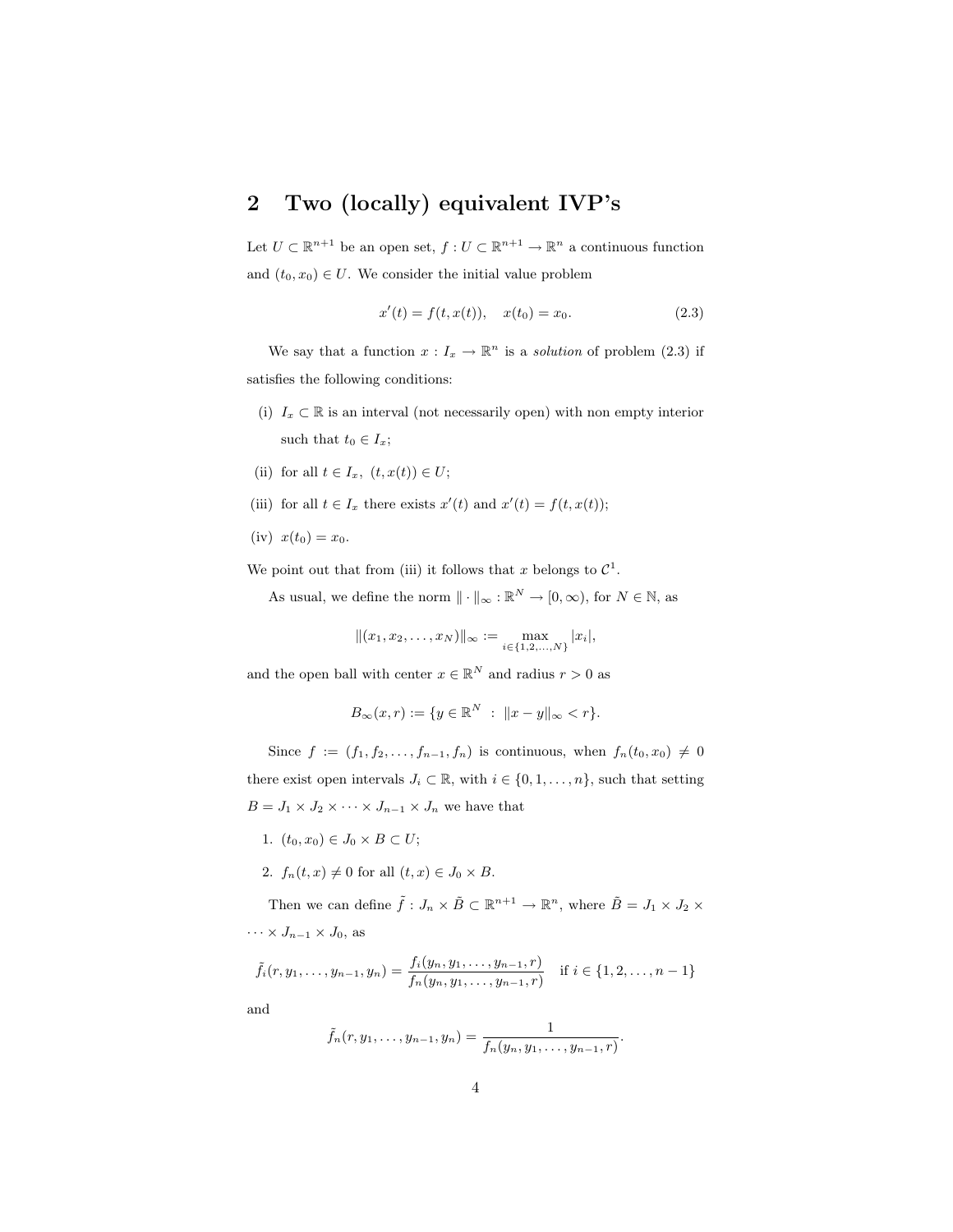## 2 Two (locally) equivalent IVP's

Let $U \subset \mathbb{R}^{n+1}$ be an open set, $f : U \subset \mathbb{R}^{n+1} \to \mathbb{R}^n$ a continuous function and $(t_0, x_0) \in U$. We consider the initial value problem

$$x'(t) = f(t, x(t)), \quad x(t_0) = x_0. \tag{2.3}$$

We say that a function $x : I_x \to \mathbb{R}^n$ is a *solution* of problem (2.3) if satisfies the following conditions:

(i) $I_x \subset \mathbb{R}$ is an interval (not necessarily open) with non empty interior such that $t_0 \in I_x$;

(ii) for all $t \in I_x$, $(t, x(t)) \in U$;

(iii) for all $t \in I_x$ there exists $x'(t)$ and $x'(t) = f(t, x(t))$;

(iv) $x(t_0) = x_0$.

We point out that from (iii) it follows that $x$ belongs to $\mathcal{C}^1$.

As usual, we define the norm $\|\cdot\|_\infty : \mathbb{R}^N \to [0, \infty)$, for $N \in \mathbb{N}$, as

$$\|(x_1, x_2, \dots, x_N)\|_\infty := \max_{i \in \{1,2,\dots,N\}} |x_i|,$$

and the open ball with center $x \in \mathbb{R}^N$ and radius $r > 0$ as

$$B_\infty(x, r) := \{y \in \mathbb{R}^N \ : \ \|x - y\|_\infty < r\}.$$

Since $f := (f_1, f_2, \dots, f_{n-1}, f_n)$ is continuous, when $f_n(t_0, x_0) \neq 0$ there exist open intervals $J_i \subset \mathbb{R}$, with $i \in \{0, 1, \dots, n\}$, such that setting $B = J_1 \times J_2 \times \cdots \times J_{n-1} \times J_n$ we have that

1. $(t_0, x_0) \in J_0 \times B \subset U$;
2. $f_n(t, x) \neq 0$ for all $(t, x) \in J_0 \times B$.

Then we can define $\tilde{f} : J_n \times \tilde{B} \subset \mathbb{R}^{n+1} \to \mathbb{R}^n$, where $\tilde{B} = J_1 \times J_2 \times \cdots \times J_{n-1} \times J_0$, as

$$\tilde{f}_i(r, y_1, \dots, y_{n-1}, y_n) = \frac{f_i(y_n, y_1, \dots, y_{n-1}, r)}{f_n(y_n, y_1, \dots, y_{n-1}, r)} \quad \text{if } i \in \{1, 2, \dots, n-1\}$$

and

$$\tilde{f}_n(r, y_1, \dots, y_{n-1}, y_n) = \frac{1}{f_n(y_n, y_1, \dots, y_{n-1}, r)}.$$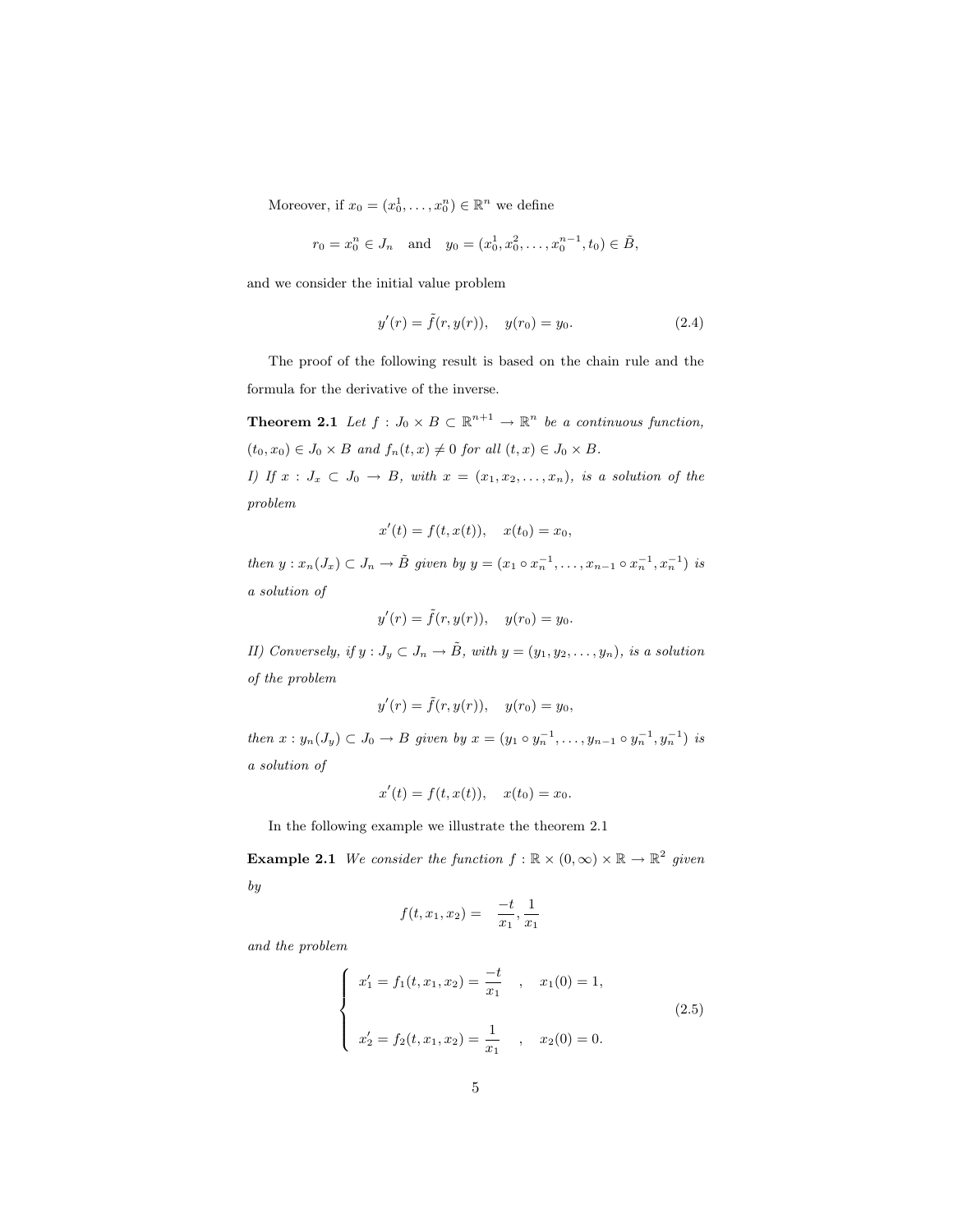Moreover, if $x_0 = (x_0^1, \dots, x_0^n) \in \mathbb{R}^n$ we define

$$r_0 = x_0^n \in J_n \quad \text{and} \quad y_0 = (x_0^1, x_0^2, \dots, x_0^{n-1}, t_0) \in \tilde{B},$$

and we consider the initial value problem

$$y'(r) = \tilde{f}(r, y(r)), \quad y(r_0) = y_0. \tag{2.4}$$

The proof of the following result is based on the chain rule and the formula for the derivative of the inverse.

**Theorem 2.1** *Let $f : J_0 \times B \subset \mathbb{R}^{n+1} \to \mathbb{R}^n$ be a continuous function, $(t_0, x_0) \in J_0 \times B$ and $f_n(t, x) \neq 0$ for all $(t, x) \in J_0 \times B$.*

*I) If $x : J_x \subset J_0 \to B$, with $x = (x_1, x_2, \dots, x_n)$, is a solution of the problem*

$$x'(t) = f(t, x(t)), \quad x(t_0) = x_0,$$

*then $y : x_n(J_x) \subset J_n \to \tilde{B}$ given by $y = (x_1 \circ x_n^{-1}, \dots, x_{n-1} \circ x_n^{-1}, x_n^{-1})$ is a solution of*

$$y'(r) = \tilde{f}(r, y(r)), \quad y(r_0) = y_0.$$

*II) Conversely, if $y : J_y \subset J_n \to \tilde{B}$, with $y = (y_1, y_2, \dots, y_n)$, is a solution of the problem*

$$y'(r) = \tilde{f}(r, y(r)), \quad y(r_0) = y_0,$$

*then $x : y_n(J_y) \subset J_0 \to B$ given by $x = (y_1 \circ y_n^{-1}, \dots, y_{n-1} \circ y_n^{-1}, y_n^{-1})$ is a solution of*

$$x'(t) = f(t, x(t)), \quad x(t_0) = x_0.$$

In the following example we illustrate the theorem 2.1

**Example 2.1** *We consider the function $f : \mathbb{R} \times (0, \infty) \times \mathbb{R} \to \mathbb{R}^2$ given by*

$$f(t, x_1, x_2) = \quad \frac{-t}{x_1}, \frac{1}{x_1}$$

*and the problem*

$$\begin{cases} x_1' = f_1(t, x_1, x_2) = \dfrac{-t}{x_1} \quad , \quad x_1(0) = 1, \\ \\ x_2' = f_2(t, x_1, x_2) = \dfrac{1}{x_1} \quad , \quad x_2(0) = 0. \end{cases} \tag{2.5}$$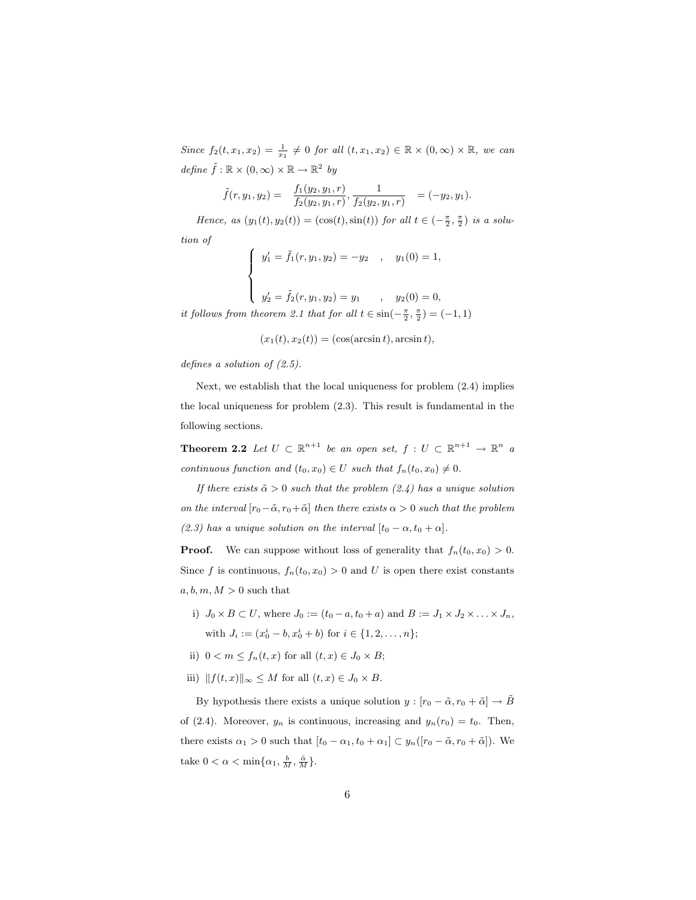*Since $f_2(t, x_1, x_2) = \frac{1}{x_1} \neq 0$ for all $(t, x_1, x_2) \in \mathbb{R} \times (0, \infty) \times \mathbb{R}$, we can define $\tilde{f} : \mathbb{R} \times (0, \infty) \times \mathbb{R} \to \mathbb{R}^2$ by*

$$\tilde{f}(r, y_1, y_2) = \left( \frac{f_1(y_2, y_1, r)}{f_2(y_2, y_1, r)}, \frac{1}{f_2(y_2, y_1, r)} \right) = (-y_2, y_1).$$

*Hence, as $(y_1(t), y_2(t)) = (\cos(t), \sin(t))$ for all $t \in (-\frac{\pi}{2}, \frac{\pi}{2})$ is a solution of*

$$\begin{cases} y_1' = \tilde{f}_1(r, y_1, y_2) = -y_2 \quad , \quad y_1(0) = 1, \\ \\ y_2' = \tilde{f}_2(r, y_1, y_2) = y_1 \quad , \quad y_2(0) = 0, \end{cases}$$

*it follows from theorem 2.1 that for all $t \in \sin(-\frac{\pi}{2}, \frac{\pi}{2}) = (-1, 1)$*

$$(x_1(t), x_2(t)) = (\cos(\arcsin t), \arcsin t),$$

*defines a solution of (2.5).*

Next, we establish that the local uniqueness for problem (2.4) implies the local uniqueness for problem (2.3). This result is fundamental in the following sections.

**Theorem 2.2** *Let $U \subset \mathbb{R}^{n+1}$ be an open set, $f : U \subset \mathbb{R}^{n+1} \to \mathbb{R}^n$ a continuous function and $(t_0, x_0) \in U$ such that $f_n(t_0, x_0) \neq 0$.*

*If there exists $\tilde{\alpha} > 0$ such that the problem (2.4) has a unique solution on the interval $[r_0 - \tilde{\alpha}, r_0 + \tilde{\alpha}]$ then there exists $\alpha > 0$ such that the problem (2.3) has a unique solution on the interval $[t_0 - \alpha, t_0 + \alpha]$.*

**Proof.** We can suppose without loss of generality that $f_n(t_0, x_0) > 0$. Since $f$ is continuous, $f_n(t_0, x_0) > 0$ and $U$ is open there exist constants $a, b, m, M > 0$ such that

i) $J_0 \times B \subset U$, where $J_0 := (t_0 - a, t_0 + a)$ and $B := J_1 \times J_2 \times \ldots \times J_n$, with $J_i := (x_0^i - b, x_0^i + b)$ for $i \in \{1, 2, \ldots, n\}$;

ii) $0 < m \leq f_n(t, x)$ for all $(t, x) \in J_0 \times B$;

iii) $\|f(t, x)\|_\infty \leq M$ for all $(t, x) \in J_0 \times B$.

By hypothesis there exists a unique solution $y : [r_0 - \tilde{\alpha}, r_0 + \tilde{\alpha}] \to \tilde{B}$ of (2.4). Moreover, $y_n$ is continuous, increasing and $y_n(r_0) = t_0$. Then, there exists $\alpha_1 > 0$ such that $[t_0 - \alpha_1, t_0 + \alpha_1] \subset y_n([r_0 - \tilde{\alpha}, r_0 + \tilde{\alpha}])$. We take $0 < \alpha < \min\{\alpha_1, \frac{b}{M}, \frac{\tilde{\alpha}}{M}\}$.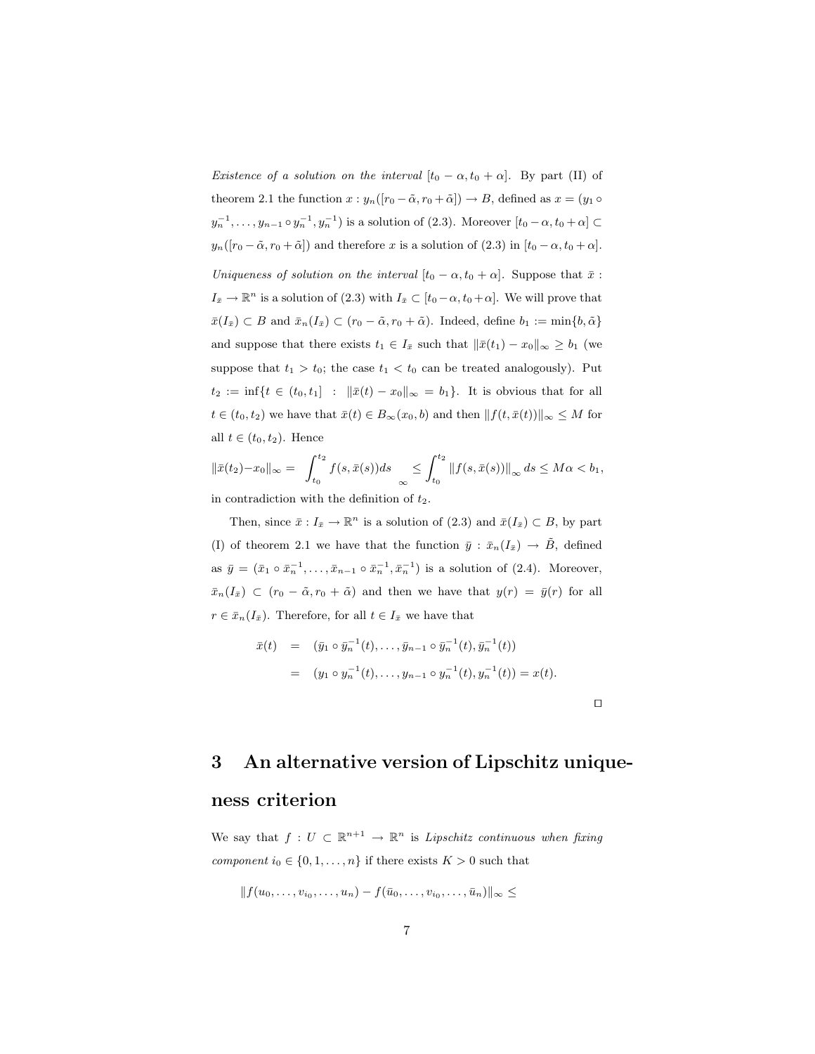*Existence of a solution on the interval* $[t_0 - \alpha, t_0 + \alpha]$. By part (II) of theorem 2.1 the function $x : y_n([r_0 - \tilde{\alpha}, r_0 + \tilde{\alpha}]) \to B$, defined as $x = (y_1 \circ y_n^{-1}, \ldots, y_{n-1} \circ y_n^{-1}, y_n^{-1})$ is a solution of (2.3). Moreover $[t_0 - \alpha, t_0 + \alpha] \subset y_n([r_0 - \tilde{\alpha}, r_0 + \tilde{\alpha}])$ and therefore $x$ is a solution of (2.3) in $[t_0 - \alpha, t_0 + \alpha]$.

*Uniqueness of solution on the interval* $[t_0 - \alpha, t_0 + \alpha]$. Suppose that $\bar{x} : I_{\bar{x}} \to \mathbb{R}^n$ is a solution of (2.3) with $I_{\bar{x}} \subset [t_0 - \alpha, t_0 + \alpha]$. We will prove that $\bar{x}(I_{\bar{x}}) \subset B$ and $\bar{x}_n(I_{\bar{x}}) \subset (r_0 - \tilde{\alpha}, r_0 + \tilde{\alpha})$. Indeed, define $b_1 := \min\{b, \tilde{\alpha}\}$ and suppose that there exists $t_1 \in I_{\bar{x}}$ such that $\|\bar{x}(t_1) - x_0\|_\infty \geq b_1$ (we suppose that $t_1 > t_0$; the case $t_1 < t_0$ can be treated analogously). Put $t_2 := \inf\{t \in (t_0, t_1] \ : \ \|\bar{x}(t) - x_0\|_\infty = b_1\}$. It is obvious that for all $t \in (t_0, t_2)$ we have that $\bar{x}(t) \in B_\infty(x_0, b)$ and then $\|f(t, \bar{x}(t))\|_\infty \leq M$ for all $t \in (t_0, t_2)$. Hence

$$\|\bar{x}(t_2) - x_0\|_\infty = \left\| \int_{t_0}^{t_2} f(s, \bar{x}(s)) ds \right\|_\infty \leq \int_{t_0}^{t_2} \|f(s, \bar{x}(s))\|_\infty ds \leq M\alpha < b_1,$$

in contradiction with the definition of $t_2$.

Then, since $\bar{x} : I_{\bar{x}} \to \mathbb{R}^n$ is a solution of (2.3) and $\bar{x}(I_{\bar{x}}) \subset B$, by part (I) of theorem 2.1 we have that the function $\bar{y} : \bar{x}_n(I_{\bar{x}}) \to \tilde{B}$, defined as $\bar{y} = (\bar{x}_1 \circ \bar{x}_n^{-1}, \ldots, \bar{x}_{n-1} \circ \bar{x}_n^{-1}, \bar{x}_n^{-1})$ is a solution of (2.4). Moreover, $\bar{x}_n(I_{\bar{x}}) \subset (r_0 - \tilde{\alpha}, r_0 + \tilde{\alpha})$ and then we have that $y(r) = \bar{y}(r)$ for all $r \in \bar{x}_n(I_{\bar{x}})$. Therefore, for all $t \in I_{\bar{x}}$ we have that

$$\begin{aligned}
\bar{x}(t) &= (\bar{y}_1 \circ \bar{y}_n^{-1}(t), \ldots, \bar{y}_{n-1} \circ \bar{y}_n^{-1}(t), \bar{y}_n^{-1}(t)) \\
&= (y_1 \circ y_n^{-1}(t), \ldots, y_{n-1} \circ y_n^{-1}(t), y_n^{-1}(t)) = x(t).
\end{aligned}$$

□

# 3 An alternative version of Lipschitz uniqueness criterion

We say that $f : U \subset \mathbb{R}^{n+1} \to \mathbb{R}^n$ is *Lipschitz continuous when fixing component* $i_0 \in \{0, 1, \ldots, n\}$ if there exists $K > 0$ such that

$$\|f(u_0, \ldots, v_{i_0}, \ldots, u_n) - f(\bar{u}_0, \ldots, v_{i_0}, \ldots, \bar{u}_n)\|_\infty \leq$$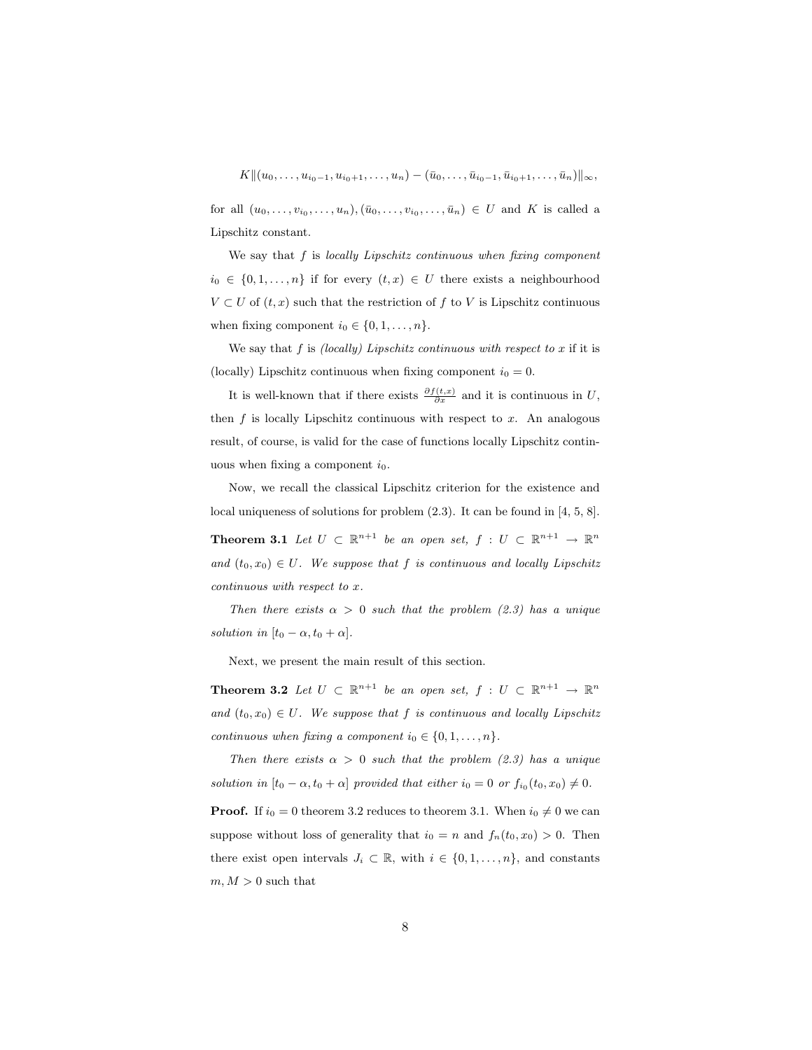$$K\|(u_0,\ldots,u_{i_0-1},u_{i_0+1},\ldots,u_n)-(\bar{u}_0,\ldots,\bar{u}_{i_0-1},\bar{u}_{i_0+1},\ldots,\bar{u}_n)\|_\infty,$$

for all $(u_0,\ldots,v_{i_0},\ldots,u_n),(\bar{u}_0,\ldots,v_{i_0},\ldots,\bar{u}_n)\in U$ and $K$ is called a Lipschitz constant.

We say that $f$ is *locally Lipschitz continuous when fixing component* $i_0\in\{0,1,\ldots,n\}$ if for every $(t,x)\in U$ there exists a neighbourhood $V\subset U$ of $(t,x)$ such that the restriction of $f$ to $V$ is Lipschitz continuous when fixing component $i_0\in\{0,1,\ldots,n\}$.

We say that $f$ is *(locally) Lipschitz continuous with respect to* $x$ if it is (locally) Lipschitz continuous when fixing component $i_0=0$.

It is well-known that if there exists $\frac{\partial f(t,x)}{\partial x}$ and it is continuous in $U$, then $f$ is locally Lipschitz continuous with respect to $x$. An analogous result, of course, is valid for the case of functions locally Lipschitz continuous when fixing a component $i_0$.

Now, we recall the classical Lipschitz criterion for the existence and local uniqueness of solutions for problem (2.3). It can be found in [4, 5, 8].

**Theorem 3.1** *Let $U\subset\mathbb{R}^{n+1}$ be an open set, $f:U\subset\mathbb{R}^{n+1}\to\mathbb{R}^n$ and $(t_0,x_0)\in U$. We suppose that $f$ is continuous and locally Lipschitz continuous with respect to $x$.*

*Then there exists $\alpha>0$ such that the problem (2.3) has a unique solution in $[t_0-\alpha,t_0+\alpha]$.*

Next, we present the main result of this section.

**Theorem 3.2** *Let $U\subset\mathbb{R}^{n+1}$ be an open set, $f:U\subset\mathbb{R}^{n+1}\to\mathbb{R}^n$ and $(t_0,x_0)\in U$. We suppose that $f$ is continuous and locally Lipschitz continuous when fixing a component $i_0\in\{0,1,\ldots,n\}$.*

*Then there exists $\alpha>0$ such that the problem (2.3) has a unique solution in $[t_0-\alpha,t_0+\alpha]$ provided that either $i_0=0$ or $f_{i_0}(t_0,x_0)\neq 0$.*

**Proof.** If $i_0=0$ theorem 3.2 reduces to theorem 3.1. When $i_0\neq 0$ we can suppose without loss of generality that $i_0=n$ and $f_n(t_0,x_0)>0$. Then there exist open intervals $J_i\subset\mathbb{R}$, with $i\in\{0,1,\ldots,n\}$, and constants $m,M>0$ such that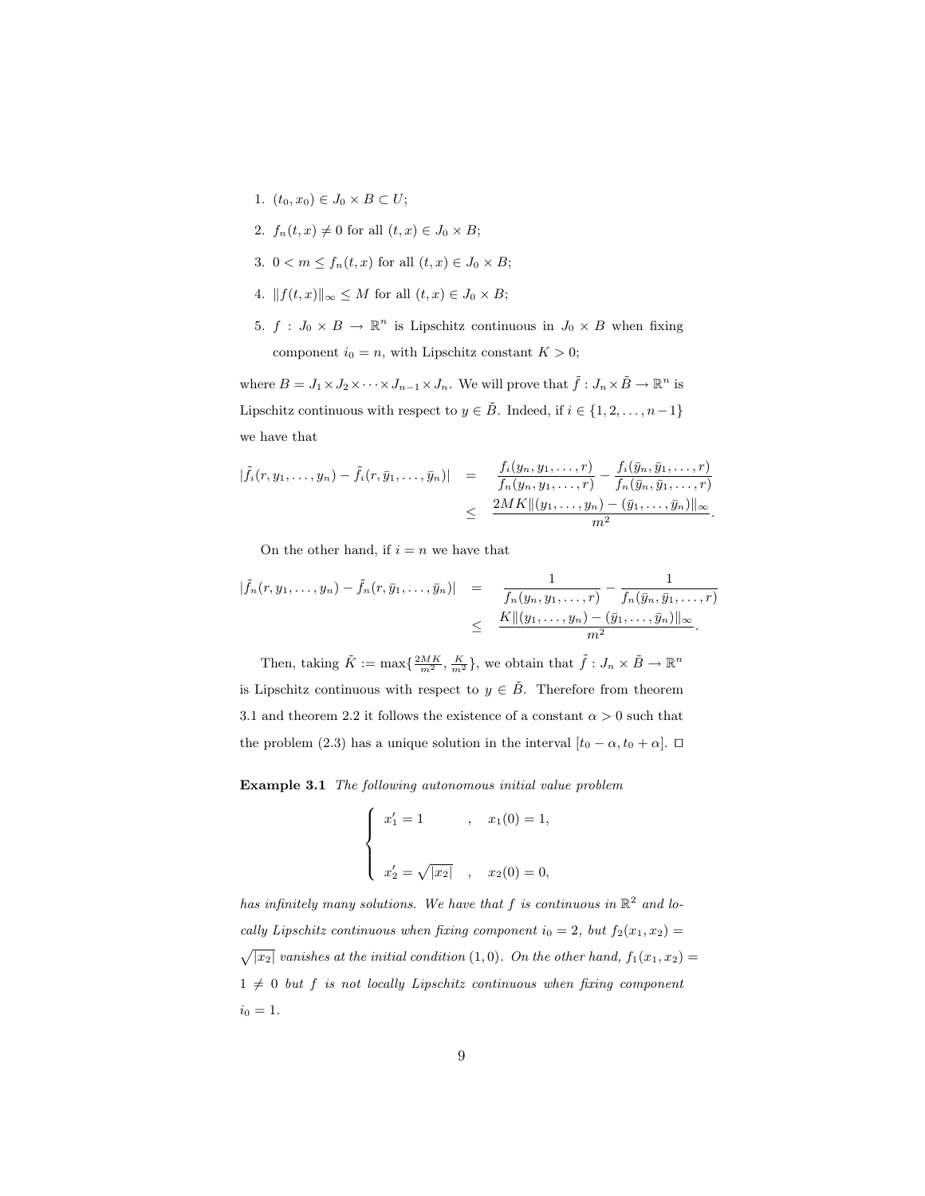1. $(t_0, x_0) \in J_0 \times B \subset U$;
2. $f_n(t,x) \neq 0$ for all $(t,x) \in J_0 \times B$;
3. $0 < m \leq f_n(t,x)$ for all $(t,x) \in J_0 \times B$;
4. $\|f(t,x)\|_\infty \leq M$ for all $(t,x) \in J_0 \times B$;
5. $f : J_0 \times B \to \mathbb{R}^n$ is Lipschitz continuous in $J_0 \times B$ when fixing component $i_0 = n$, with Lipschitz constant $K > 0$;

where $B = J_1 \times J_2 \times \cdots \times J_{n-1} \times J_n$. We will prove that $\tilde{f} : J_n \times \tilde{B} \to \mathbb{R}^n$ is Lipschitz continuous with respect to $y \in \tilde{B}$. Indeed, if $i \in \{1, 2, \ldots, n-1\}$ we have that

$$
\begin{aligned}
|\tilde{f}_i(r, y_1, \ldots, y_n) - \tilde{f}_i(r, \bar{y}_1, \ldots, \bar{y}_n)| &= \frac{f_i(y_n, y_1, \ldots, r)}{f_n(y_n, y_1, \ldots, r)} - \frac{f_i(\bar{y}_n, \bar{y}_1, \ldots, r)}{f_n(\bar{y}_n, \bar{y}_1, \ldots, r)} \\
&\leq \frac{2MK\|(y_1, \ldots, y_n) - (\bar{y}_1, \ldots, \bar{y}_n)\|_\infty}{m^2}.
\end{aligned}
$$

On the other hand, if $i = n$ we have that

$$
\begin{aligned}
|\tilde{f}_n(r, y_1, \ldots, y_n) - \tilde{f}_n(r, \bar{y}_1, \ldots, \bar{y}_n)| &= \frac{1}{f_n(y_n, y_1, \ldots, r)} - \frac{1}{f_n(\bar{y}_n, \bar{y}_1, \ldots, r)} \\
&\leq \frac{K\|(y_1, \ldots, y_n) - (\bar{y}_1, \ldots, \bar{y}_n)\|_\infty}{m^2}.
\end{aligned}
$$

Then, taking $\tilde{K} := \max\{\frac{2MK}{m^2}, \frac{K}{m^2}\}$, we obtain that $\tilde{f} : J_n \times \tilde{B} \to \mathbb{R}^n$ is Lipschitz continuous with respect to $y \in \tilde{B}$. Therefore from theorem 3.1 and theorem 2.2 it follows the existence of a constant $\alpha > 0$ such that the problem (2.3) has a unique solution in the interval $[t_0 - \alpha, t_0 + \alpha]$. $\square$

**Example 3.1** *The following autonomous initial value problem*

$$
\begin{cases}
x_1' = 1 \quad , \quad x_1(0) = 1, \\
\\
x_2' = \sqrt{|x_2|} \quad , \quad x_2(0) = 0,
\end{cases}
$$

*has infinitely many solutions. We have that $f$ is continuous in $\mathbb{R}^2$ and locally Lipschitz continuous when fixing component $i_0 = 2$, but $f_2(x_1, x_2) = \sqrt{|x_2|}$ vanishes at the initial condition $(1, 0)$. On the other hand, $f_1(x_1, x_2) = 1 \neq 0$ but $f$ is not locally Lipschitz continuous when fixing component $i_0 = 1$.*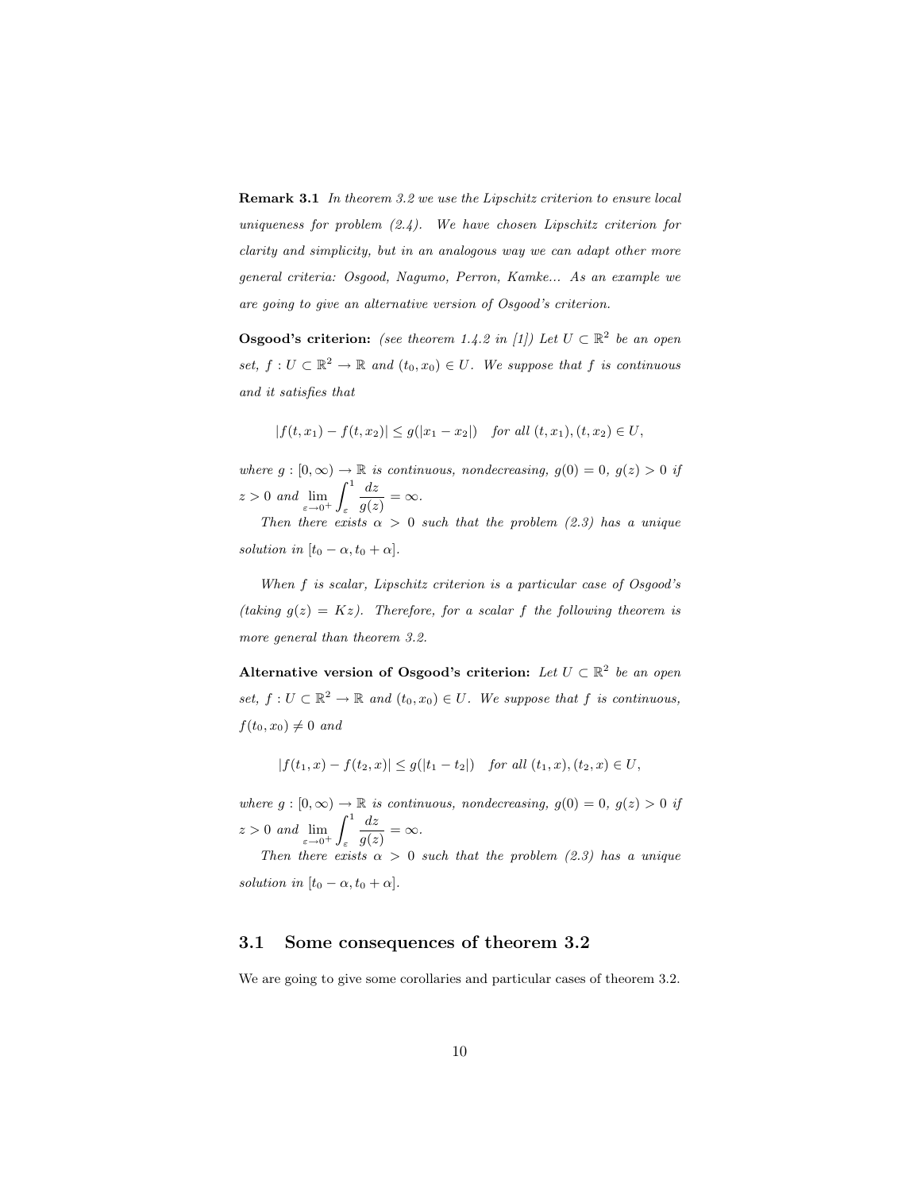**Remark 3.1** *In theorem 3.2 we use the Lipschitz criterion to ensure local uniqueness for problem (2.4). We have chosen Lipschitz criterion for clarity and simplicity, but in an analogous way we can adapt other more general criteria: Osgood, Nagumo, Perron, Kamke... As an example we are going to give an alternative version of Osgood's criterion.*

**Osgood's criterion:** *(see theorem 1.4.2 in [1]) Let $U \subset \mathbb{R}^2$ be an open set, $f : U \subset \mathbb{R}^2 \to \mathbb{R}$ and $(t_0, x_0) \in U$. We suppose that $f$ is continuous and it satisfies that*

$$|f(t, x_1) - f(t, x_2)| \leq g(|x_1 - x_2|) \quad \textit{for all } (t, x_1), (t, x_2) \in U,$$

*where $g : [0, \infty) \to \mathbb{R}$ is continuous, nondecreasing, $g(0) = 0$, $g(z) > 0$ if $z > 0$ and $\displaystyle\lim_{\varepsilon \to 0^+} \int_{\varepsilon}^{1} \frac{dz}{g(z)} = \infty$.*

*Then there exists $\alpha > 0$ such that the problem (2.3) has a unique solution in $[t_0 - \alpha, t_0 + \alpha]$.*

*When $f$ is scalar, Lipschitz criterion is a particular case of Osgood's (taking $g(z) = Kz$). Therefore, for a scalar $f$ the following theorem is more general than theorem 3.2.*

**Alternative version of Osgood's criterion:** *Let $U \subset \mathbb{R}^2$ be an open set, $f : U \subset \mathbb{R}^2 \to \mathbb{R}$ and $(t_0, x_0) \in U$. We suppose that $f$ is continuous, $f(t_0, x_0) \neq 0$ and*

$$|f(t_1, x) - f(t_2, x)| \leq g(|t_1 - t_2|) \quad \textit{for all } (t_1, x), (t_2, x) \in U,$$

*where $g : [0, \infty) \to \mathbb{R}$ is continuous, nondecreasing, $g(0) = 0$, $g(z) > 0$ if $z > 0$ and $\displaystyle\lim_{\varepsilon \to 0^+} \int_{\varepsilon}^{1} \frac{dz}{g(z)} = \infty$.*

*Then there exists $\alpha > 0$ such that the problem (2.3) has a unique solution in $[t_0 - \alpha, t_0 + \alpha]$.*

## 3.1 Some consequences of theorem 3.2

We are going to give some corollaries and particular cases of theorem 3.2.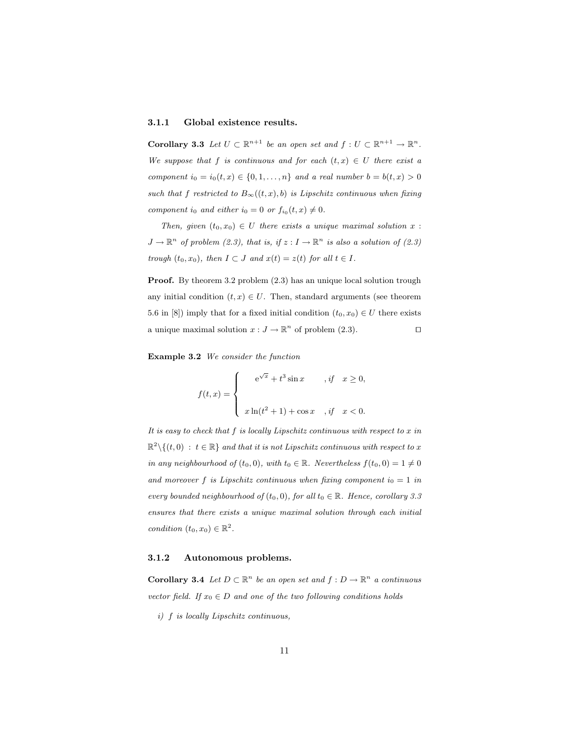### 3.1.1 Global existence results.

**Corollary 3.3** *Let $U \subset \mathbb{R}^{n+1}$ be an open set and $f : U \subset \mathbb{R}^{n+1} \to \mathbb{R}^n$. We suppose that $f$ is continuous and for each $(t,x) \in U$ there exist a component $i_0 = i_0(t,x) \in \{0,1,\ldots,n\}$ and a real number $b = b(t,x) > 0$ such that $f$ restricted to $B_\infty((t,x),b)$ is Lipschitz continuous when fixing component $i_0$ and either $i_0 = 0$ or $f_{i_0}(t,x) \neq 0$.*

*Then, given $(t_0,x_0) \in U$ there exists a unique maximal solution $x : J \to \mathbb{R}^n$ of problem (2.3), that is, if $z : I \to \mathbb{R}^n$ is also a solution of (2.3) trough $(t_0,x_0)$, then $I \subset J$ and $x(t) = z(t)$ for all $t \in I$.*

**Proof.** By theorem 3.2 problem (2.3) has an unique local solution trough any initial condition $(t,x) \in U$. Then, standard arguments (see theorem 5.6 in [8]) imply that for a fixed initial condition $(t_0,x_0) \in U$ there exists a unique maximal solution $x : J \to \mathbb{R}^n$ of problem (2.3). □

**Example 3.2** *We consider the function*

$$
f(t,x) = \begin{cases} e^{\sqrt{x}} + t^3 \sin x & , \text{if} \quad x \geq 0, \\ \\ x \ln(t^2+1) + \cos x & , \text{if} \quad x < 0. \end{cases}
$$

*It is easy to check that $f$ is locally Lipschitz continuous with respect to $x$ in $\mathbb{R}^2 \backslash \{(t,0) \; : \; t \in \mathbb{R}\}$ and that it is not Lipschitz continuous with respect to $x$ in any neighbourhood of $(t_0,0)$, with $t_0 \in \mathbb{R}$. Nevertheless $f(t_0,0) = 1 \neq 0$ and moreover $f$ is Lipschitz continuous when fixing component $i_0 = 1$ in every bounded neighbourhood of $(t_0,0)$, for all $t_0 \in \mathbb{R}$. Hence, corollary 3.3 ensures that there exists a unique maximal solution through each initial condition $(t_0,x_0) \in \mathbb{R}^2$.*

### 3.1.2 Autonomous problems.

**Corollary 3.4** *Let $D \subset \mathbb{R}^n$ be an open set and $f : D \to \mathbb{R}^n$ a continuous vector field. If $x_0 \in D$ and one of the two following conditions holds*

*i) $f$ is locally Lipschitz continuous,*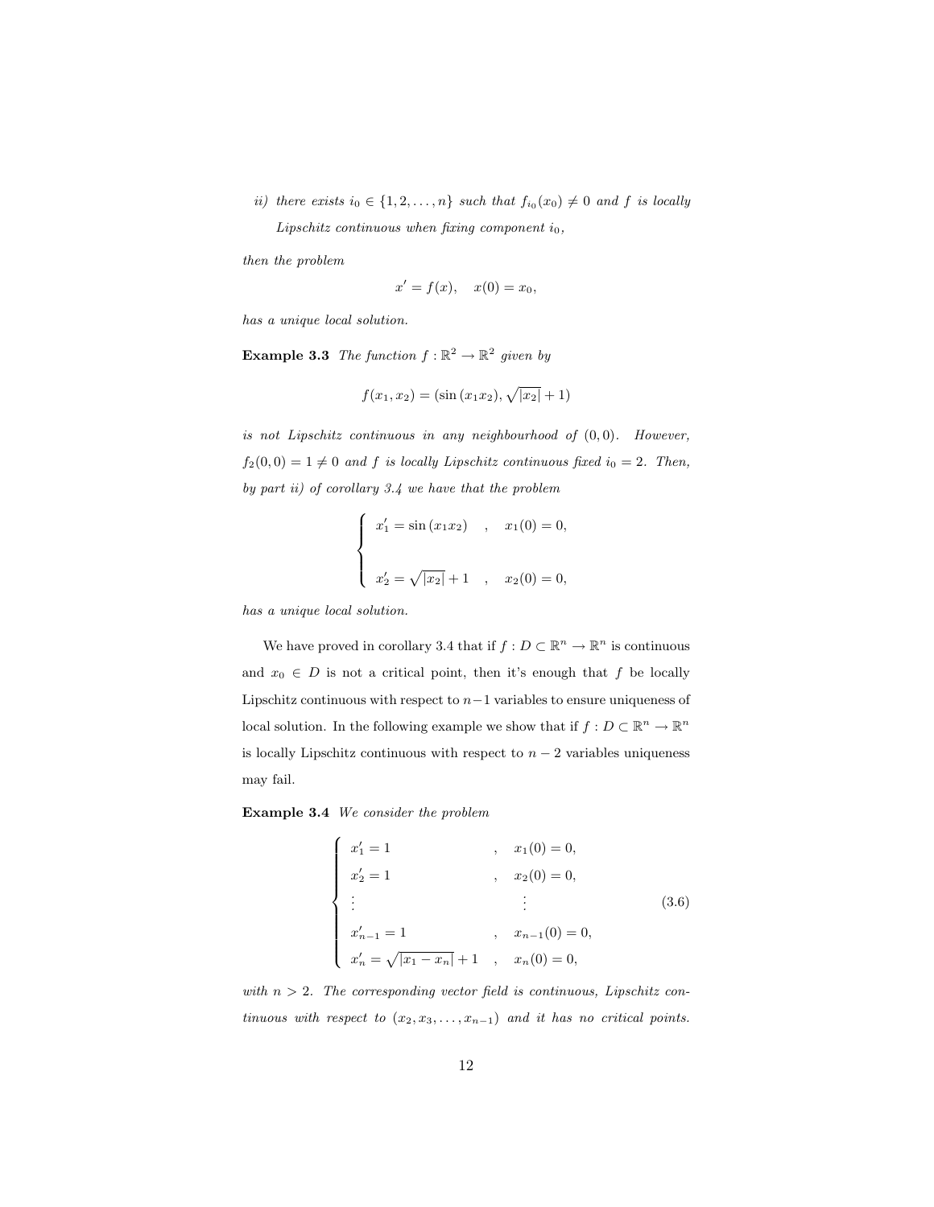*ii) there exists $i_0 \in \{1, 2, \ldots, n\}$ such that $f_{i_0}(x_0) \neq 0$ and $f$ is locally Lipschitz continuous when fixing component $i_0$,*

*then the problem*

$$x' = f(x), \quad x(0) = x_0,$$

*has a unique local solution.*

**Example 3.3** *The function $f : \mathbb{R}^2 \to \mathbb{R}^2$ given by*

$$f(x_1, x_2) = (\sin(x_1 x_2), \sqrt{|x_2|} + 1)$$

*is not Lipschitz continuous in any neighbourhood of $(0, 0)$. However, $f_2(0, 0) = 1 \neq 0$ and $f$ is locally Lipschitz continuous fixed $i_0 = 2$. Then, by part ii) of corollary 3.4 we have that the problem*

$$\begin{cases} x_1' = \sin(x_1 x_2) \quad , \quad x_1(0) = 0, \\ \\ x_2' = \sqrt{|x_2|} + 1 \quad , \quad x_2(0) = 0, \end{cases}$$

*has a unique local solution.*

We have proved in corollary 3.4 that if $f : D \subset \mathbb{R}^n \to \mathbb{R}^n$ is continuous and $x_0 \in D$ is not a critical point, then it's enough that $f$ be locally Lipschitz continuous with respect to $n-1$ variables to ensure uniqueness of local solution. In the following example we show that if $f : D \subset \mathbb{R}^n \to \mathbb{R}^n$ is locally Lipschitz continuous with respect to $n-2$ variables uniqueness may fail.

**Example 3.4** *We consider the problem*

$$\begin{cases} x_1' = 1 & , \quad x_1(0) = 0, \\ x_2' = 1 & , \quad x_2(0) = 0, \\ \vdots & \quad\quad \vdots \\ x_{n-1}' = 1 & , \quad x_{n-1}(0) = 0, \\ x_n' = \sqrt{|x_1 - x_n|} + 1 & , \quad x_n(0) = 0, \end{cases} \tag{3.6}$$

*with $n > 2$. The corresponding vector field is continuous, Lipschitz continuous with respect to $(x_2, x_3, \ldots, x_{n-1})$ and it has no critical points.*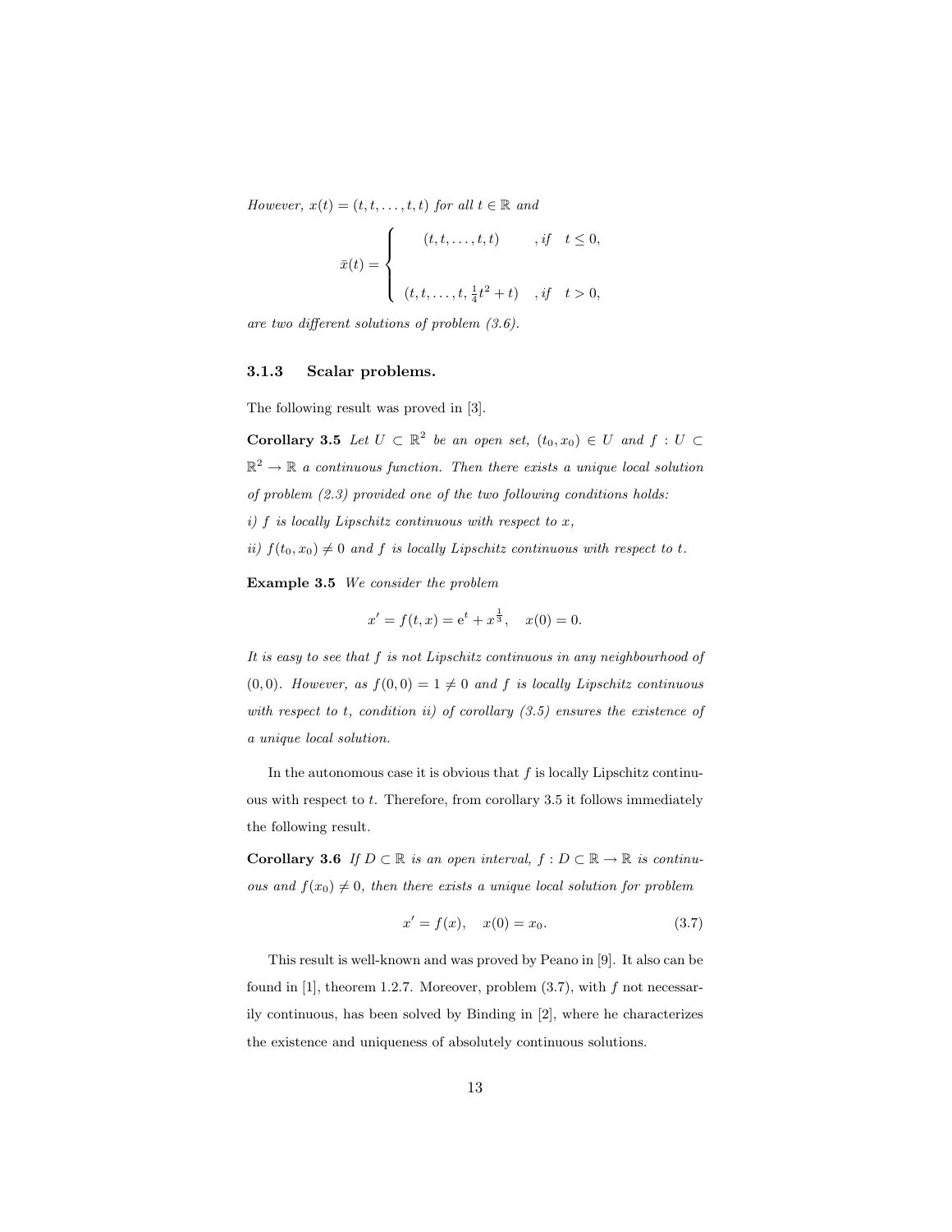*However,* $x(t) = (t, t, \ldots, t, t)$ *for all* $t \in \mathbb{R}$ *and*

$$\bar{x}(t) = \begin{cases} (t, t, \ldots, t, t) & , if \quad t \leq 0, \\ \\ (t, t, \ldots, t, \frac{1}{4}t^2 + t) & , if \quad t > 0, \end{cases}$$

*are two different solutions of problem (3.6).*

### 3.1.3 Scalar problems.

The following result was proved in [3].

**Corollary 3.5** *Let* $U \subset \mathbb{R}^2$ *be an open set,* $(t_0, x_0) \in U$ *and* $f : U \subset \mathbb{R}^2 \to \mathbb{R}$ *a continuous function. Then there exists a unique local solution of problem (2.3) provided one of the two following conditions holds:*
*i)* $f$ *is locally Lipschitz continuous with respect to* $x$*,*
*ii)* $f(t_0, x_0) \neq 0$ *and* $f$ *is locally Lipschitz continuous with respect to* $t$*.*

**Example 3.5** *We consider the problem*

$$x' = f(t, x) = \mathrm{e}^t + x^{\frac{1}{3}}, \quad x(0) = 0.$$

*It is easy to see that* $f$ *is not Lipschitz continuous in any neighbourhood of* $(0, 0)$*. However, as* $f(0, 0) = 1 \neq 0$ *and* $f$ *is locally Lipschitz continuous with respect to* $t$*, condition ii) of corollary (3.5) ensures the existence of a unique local solution.*

In the autonomous case it is obvious that $f$ is locally Lipschitz continuous with respect to $t$. Therefore, from corollary 3.5 it follows immediately the following result.

**Corollary 3.6** *If* $D \subset \mathbb{R}$ *is an open interval,* $f : D \subset \mathbb{R} \to \mathbb{R}$ *is continuous and* $f(x_0) \neq 0$*, then there exists a unique local solution for problem*

$$x' = f(x), \quad x(0) = x_0. \tag{3.7}$$

This result is well-known and was proved by Peano in [9]. It also can be found in [1], theorem 1.2.7. Moreover, problem (3.7), with $f$ not necessarily continuous, has been solved by Binding in [2], where he characterizes the existence and uniqueness of absolutely continuous solutions.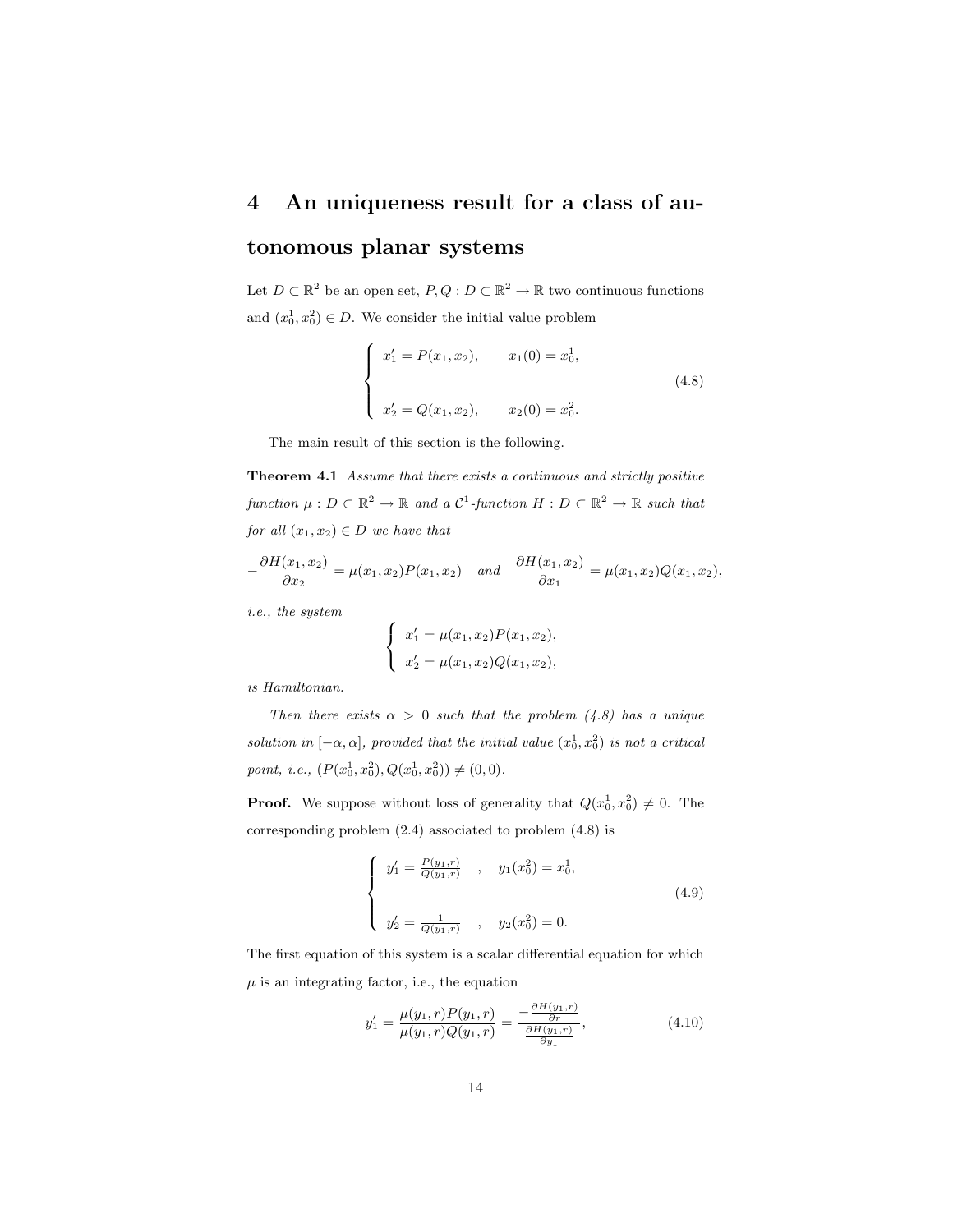# 4 An uniqueness result for a class of autonomous planar systems

Let $D \subset \mathbb{R}^2$ be an open set, $P, Q : D \subset \mathbb{R}^2 \to \mathbb{R}$ two continuous functions and $(x_0^1, x_0^2) \in D$. We consider the initial value problem

$$\left\{ \begin{array}{ll} x_1' = P(x_1, x_2), & x_1(0) = x_0^1, \\ \\ x_2' = Q(x_1, x_2), & x_2(0) = x_0^2. \end{array} \right. \tag{4.8}$$

The main result of this section is the following.

**Theorem 4.1** *Assume that there exists a continuous and strictly positive function $\mu : D \subset \mathbb{R}^2 \to \mathbb{R}$ and a $\mathcal{C}^1$-function $H : D \subset \mathbb{R}^2 \to \mathbb{R}$ such that for all $(x_1, x_2) \in D$ we have that*

$$-\frac{\partial H(x_1, x_2)}{\partial x_2} = \mu(x_1, x_2) P(x_1, x_2) \quad \text{and} \quad \frac{\partial H(x_1, x_2)}{\partial x_1} = \mu(x_1, x_2) Q(x_1, x_2),$$

*i.e., the system*

$$\left\{ \begin{array}{l} x_1' = \mu(x_1, x_2) P(x_1, x_2), \\ x_2' = \mu(x_1, x_2) Q(x_1, x_2), \end{array} \right.$$

*is Hamiltonian.*

*Then there exists $\alpha > 0$ such that the problem (4.8) has a unique solution in $[-\alpha, \alpha]$, provided that the initial value $(x_0^1, x_0^2)$ is not a critical point, i.e., $(P(x_0^1, x_0^2), Q(x_0^1, x_0^2)) \neq (0, 0)$.*

**Proof.** We suppose without loss of generality that $Q(x_0^1, x_0^2) \neq 0$. The corresponding problem (2.4) associated to problem (4.8) is

$$\left\{ \begin{array}{ll} y_1' = \frac{P(y_1, r)}{Q(y_1, r)} \quad , & y_1(x_0^2) = x_0^1, \\ \\ y_2' = \frac{1}{Q(y_1, r)} \quad , & y_2(x_0^2) = 0. \end{array} \right. \tag{4.9}$$

The first equation of this system is a scalar differential equation for which $\mu$ is an integrating factor, i.e., the equation

$$y_1' = \frac{\mu(y_1, r) P(y_1, r)}{\mu(y_1, r) Q(y_1, r)} = \frac{-\frac{\partial H(y_1, r)}{\partial r}}{\frac{\partial H(y_1, r)}{\partial y_1}}, \tag{4.10}$$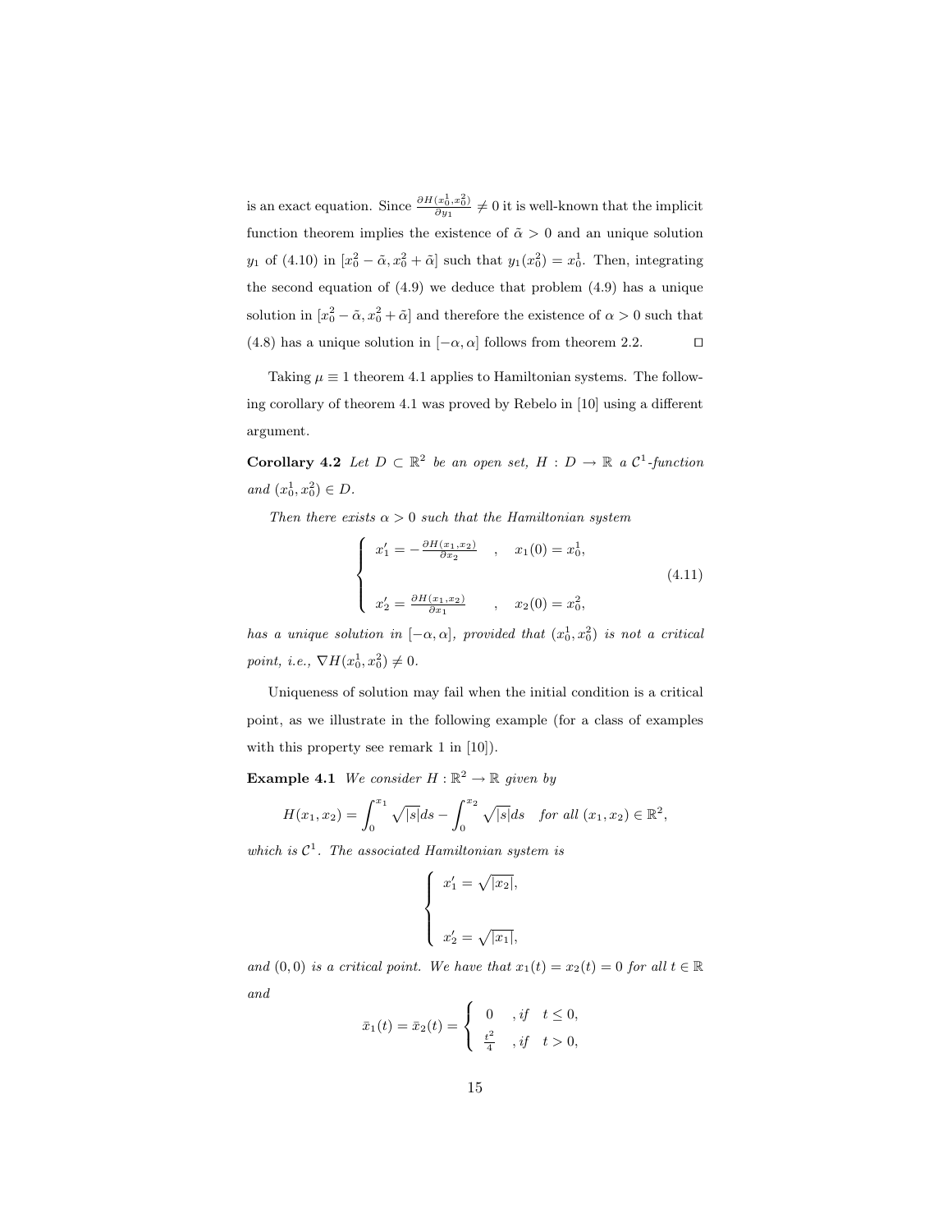is an exact equation. Since $\frac{\partial H(x_0^1, x_0^2)}{\partial y_1} \neq 0$ it is well-known that the implicit function theorem implies the existence of $\tilde{\alpha} > 0$ and an unique solution $y_1$ of (4.10) in $[x_0^2 - \tilde{\alpha}, x_0^2 + \tilde{\alpha}]$ such that $y_1(x_0^2) = x_0^1$. Then, integrating the second equation of (4.9) we deduce that problem (4.9) has a unique solution in $[x_0^2 - \tilde{\alpha}, x_0^2 + \tilde{\alpha}]$ and therefore the existence of $\alpha > 0$ such that (4.8) has a unique solution in $[-\alpha, \alpha]$ follows from theorem 2.2. $\square$

Taking $\mu \equiv 1$ theorem 4.1 applies to Hamiltonian systems. The following corollary of theorem 4.1 was proved by Rebelo in [10] using a different argument.

**Corollary 4.2** *Let $D \subset \mathbb{R}^2$ be an open set, $H : D \to \mathbb{R}$ a $\mathcal{C}^1$-function and $(x_0^1, x_0^2) \in D$.*

*Then there exists $\alpha > 0$ such that the Hamiltonian system*

$$
\left\{
\begin{array}{lll}
x_1' = -\frac{\partial H(x_1, x_2)}{\partial x_2} & , & x_1(0) = x_0^1, \\
 & & \\
x_2' = \frac{\partial H(x_1, x_2)}{\partial x_1} & , & x_2(0) = x_0^2,
\end{array}
\right.
\tag{4.11}
$$

*has a unique solution in $[-\alpha, \alpha]$, provided that $(x_0^1, x_0^2)$ is not a critical point, i.e., $\nabla H(x_0^1, x_0^2) \neq 0$.*

Uniqueness of solution may fail when the initial condition is a critical point, as we illustrate in the following example (for a class of examples with this property see remark 1 in [10]).

**Example 4.1** *We consider $H : \mathbb{R}^2 \to \mathbb{R}$ given by*

$$
H(x_1, x_2) = \int_0^{x_1} \sqrt{|s|} ds - \int_0^{x_2} \sqrt{|s|} ds \quad \textit{for all } (x_1, x_2) \in \mathbb{R}^2,
$$

*which is $\mathcal{C}^1$. The associated Hamiltonian system is*

$$
\left\{
\begin{array}{l}
x_1' = \sqrt{|x_2|}, \\
 \\
x_2' = \sqrt{|x_1|},
\end{array}
\right.
$$

*and $(0, 0)$ is a critical point. We have that $x_1(t) = x_2(t) = 0$ for all $t \in \mathbb{R}$ and*

$$
\bar{x}_1(t) = \bar{x}_2(t) = \left\{
\begin{array}{ll}
0 & , \textit{if} \quad t \leq 0, \\
\frac{t^2}{4} & , \textit{if} \quad t > 0,
\end{array}
\right.
$$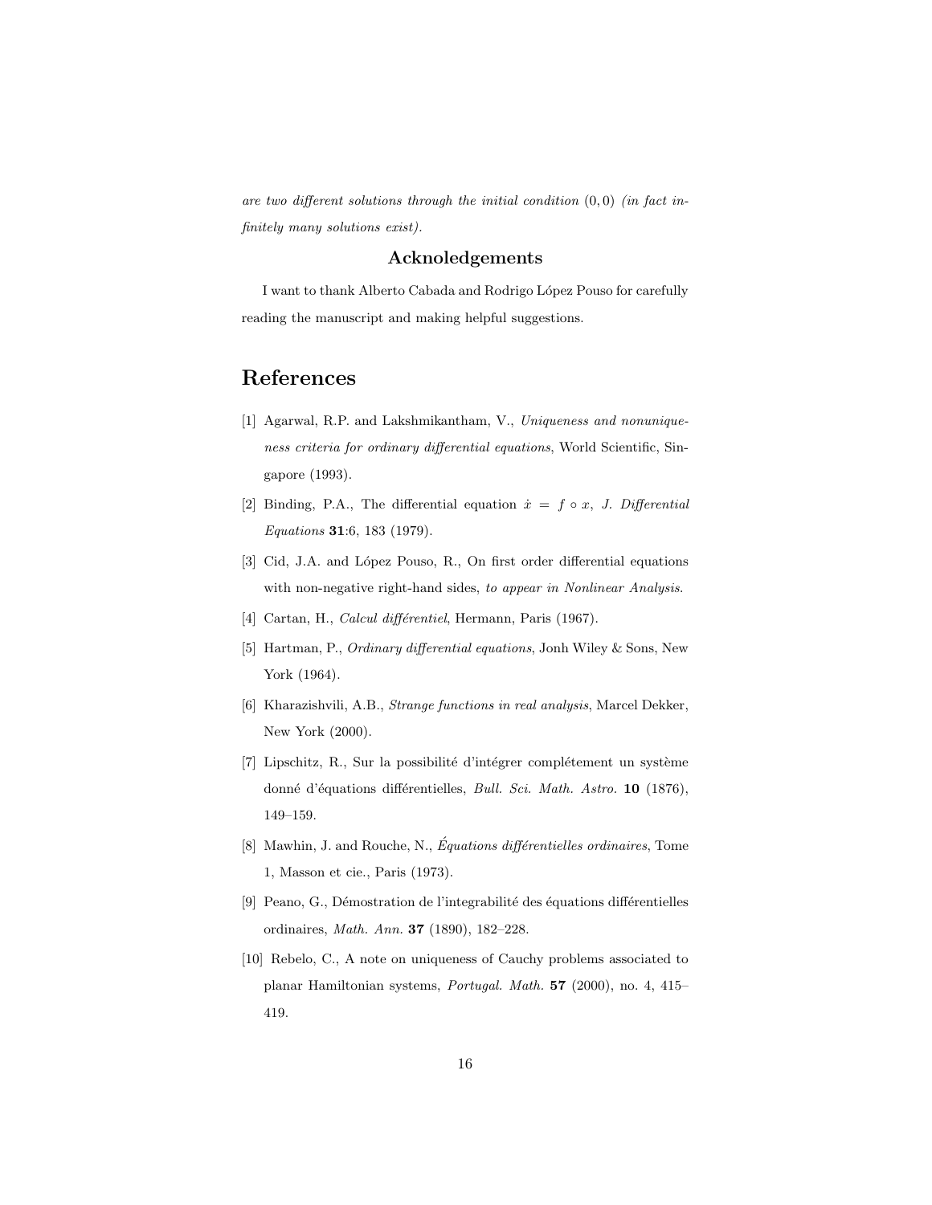*are two different solutions through the initial condition* $(0,0)$ *(in fact infinitely many solutions exist).*

### Acknoledgements

I want to thank Alberto Cabada and Rodrigo López Pouso for carefully reading the manuscript and making helpful suggestions.

## References

[1] Agarwal, R.P. and Lakshmikantham, V., *Uniqueness and nonuniqueness criteria for ordinary differential equations*, World Scientific, Singapore (1993).

[2] Binding, P.A., The differential equation $\dot{x} = f \circ x$, *J. Differential Equations* **31**:6, 183 (1979).

[3] Cid, J.A. and López Pouso, R., On first order differential equations with non-negative right-hand sides, *to appear in Nonlinear Analysis.*

[4] Cartan, H., *Calcul différentiel*, Hermann, Paris (1967).

[5] Hartman, P., *Ordinary differential equations*, Jonh Wiley & Sons, New York (1964).

[6] Kharazishvili, A.B., *Strange functions in real analysis*, Marcel Dekker, New York (2000).

[7] Lipschitz, R., Sur la possibilité d'intégrer complétement un système donné d'équations différentielles, *Bull. Sci. Math. Astro.* **10** (1876), 149–159.

[8] Mawhin, J. and Rouche, N., *Équations différentielles ordinaires*, Tome 1, Masson et cie., Paris (1973).

[9] Peano, G., Démostration de l'integrabilité des équations différentielles ordinaires, *Math. Ann.* **37** (1890), 182–228.

[10] Rebelo, C., A note on uniqueness of Cauchy problems associated to planar Hamiltonian systems, *Portugal. Math.* **57** (2000), no. 4, 415–419.